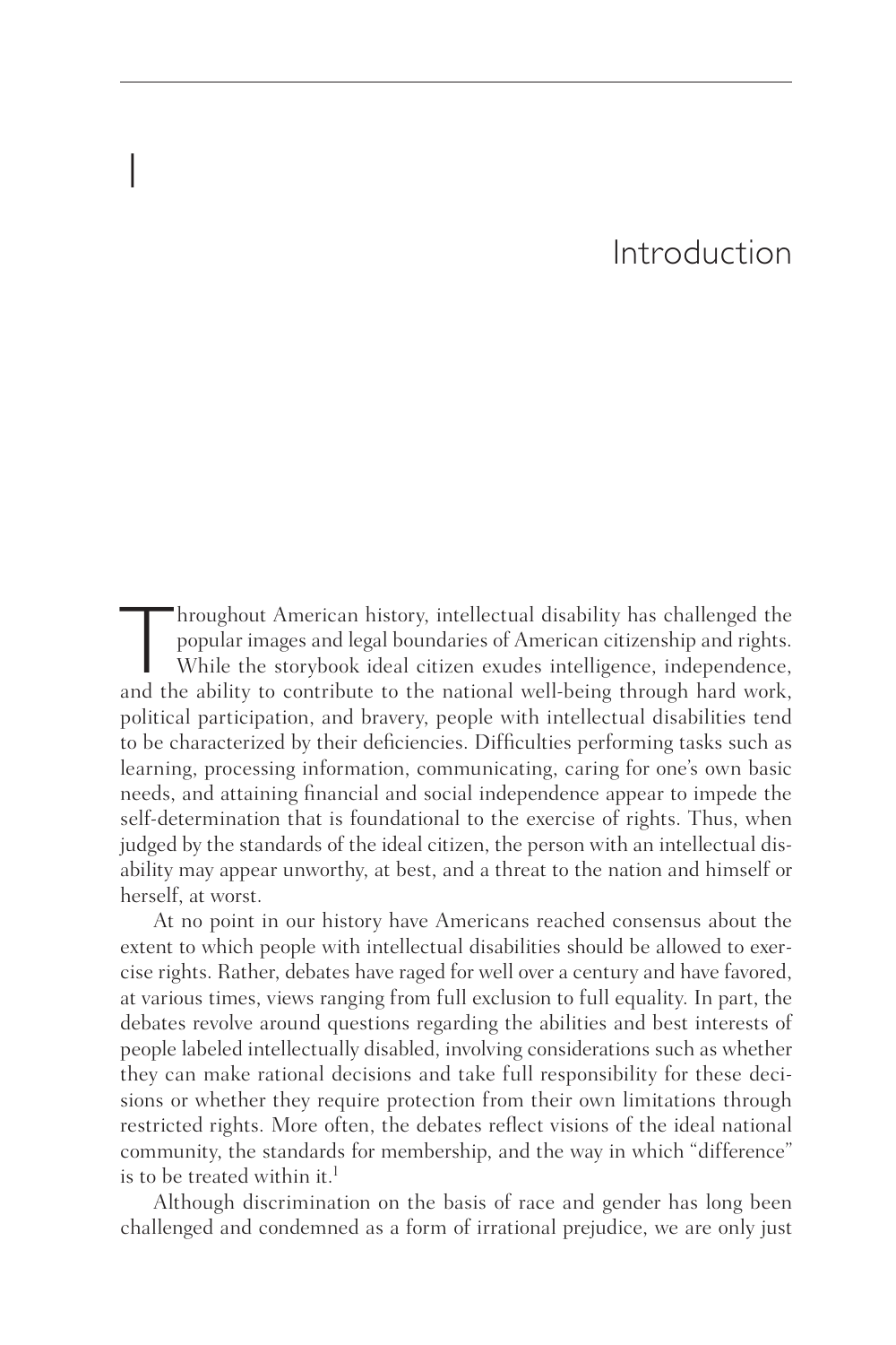# 1

# Introduction

Throughout American history, intellectual disability has challenged the popular images and legal boundaries of American citizenship and rights. While the storybook ideal citizen exudes intelligence, independence, and the ability to contribute to the national well-being through hard work, political participation, and bravery, people with intellectual disabilities tend to be characterized by their deficiencies. Difficulties performing tasks such as learning, processing information, communicating, caring for one's own basic needs, and attaining financial and social independence appear to impede the self-determination that is foundational to the exercise of rights. Thus, when judged by the standards of the ideal citizen, the person with an intellectual disability may appear unworthy, at best, and a threat to the nation and himself or herself, at worst.

At no point in our history have Americans reached consensus about the extent to which people with intellectual disabilities should be allowed to exercise rights. Rather, debates have raged for well over a century and have favored, at various times, views ranging from full exclusion to full equality. In part, the debates revolve around questions regarding the abilities and best interests of people labeled intellectually disabled, involving considerations such as whether they can make rational decisions and take full responsibility for these decisions or whether they require protection from their own limitations through restricted rights. More often, the debates reflect visions of the ideal national community, the standards for membership, and the way in which "difference" is to be treated within it.[1]

Although discrimination on the basis of race and gender has long been challenged and condemned as a form of irrational prejudice, we are only just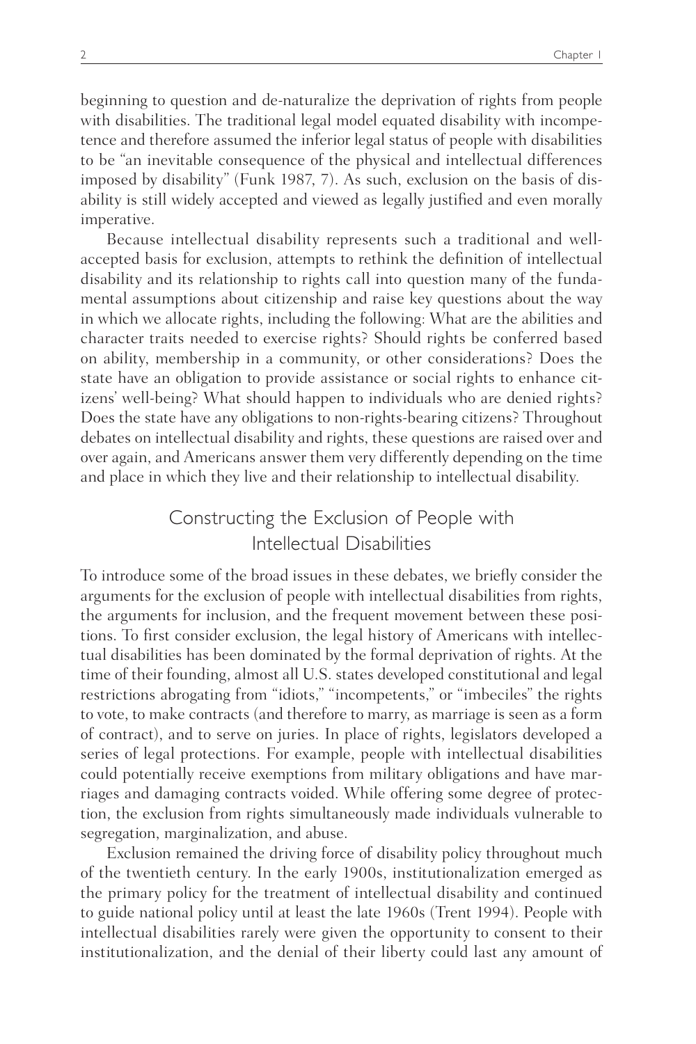beginning to question and de-naturalize the deprivation of rights from people with disabilities. The traditional legal model equated disability with incompetence and therefore assumed the inferior legal status of people with disabilities to be "an inevitable consequence of the physical and intellectual differences imposed by disability" (Funk 1987, 7). As such, exclusion on the basis of disability is still widely accepted and viewed as legally justified and even morally imperative.

Because intellectual disability represents such a traditional and well-accepted basis for exclusion, attempts to rethink the definition of intellectual disability and its relationship to rights call into question many of the fundamental assumptions about citizenship and raise key questions about the way in which we allocate rights, including the following: What are the abilities and character traits needed to exercise rights? Should rights be conferred based on ability, membership in a community, or other considerations? Does the state have an obligation to provide assistance or social rights to enhance citizens' well-being? What should happen to individuals who are denied rights? Does the state have any obligations to non-rights-bearing citizens? Throughout debates on intellectual disability and rights, these questions are raised over and over again, and Americans answer them very differently depending on the time and place in which they live and their relationship to intellectual disability.

## Constructing the Exclusion of People with Intellectual Disabilities

To introduce some of the broad issues in these debates, we briefly consider the arguments for the exclusion of people with intellectual disabilities from rights, the arguments for inclusion, and the frequent movement between these positions. To first consider exclusion, the legal history of Americans with intellectual disabilities has been dominated by the formal deprivation of rights. At the time of their founding, almost all U.S. states developed constitutional and legal restrictions abrogating from "idiots," "incompetents," or "imbeciles" the rights to vote, to make contracts (and therefore to marry, as marriage is seen as a form of contract), and to serve on juries. In place of rights, legislators developed a series of legal protections. For example, people with intellectual disabilities could potentially receive exemptions from military obligations and have marriages and damaging contracts voided. While offering some degree of protection, the exclusion from rights simultaneously made individuals vulnerable to segregation, marginalization, and abuse.

Exclusion remained the driving force of disability policy throughout much of the twentieth century. In the early 1900s, institutionalization emerged as the primary policy for the treatment of intellectual disability and continued to guide national policy until at least the late 1960s (Trent 1994). People with intellectual disabilities rarely were given the opportunity to consent to their institutionalization, and the denial of their liberty could last any amount of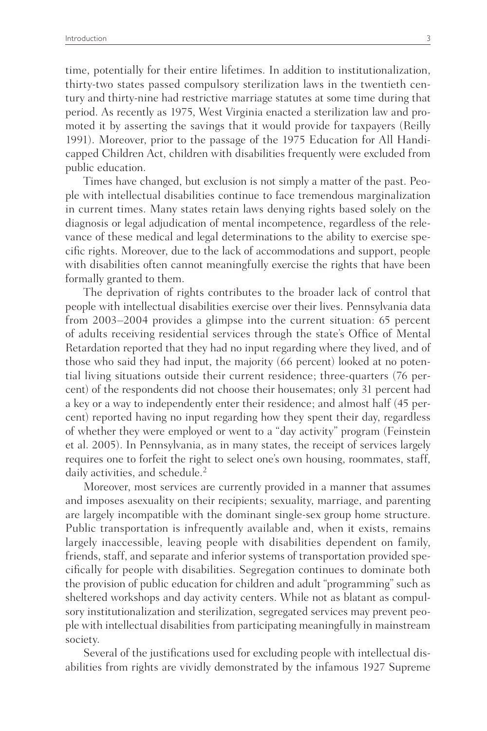time, potentially for their entire lifetimes. In addition to institutionalization, thirty-two states passed compulsory sterilization laws in the twentieth century and thirty-nine had restrictive marriage statutes at some time during that period. As recently as 1975, West Virginia enacted a sterilization law and promoted it by asserting the savings that it would provide for taxpayers (Reilly 1991). Moreover, prior to the passage of the 1975 Education for All Handicapped Children Act, children with disabilities frequently were excluded from public education.

Times have changed, but exclusion is not simply a matter of the past. People with intellectual disabilities continue to face tremendous marginalization in current times. Many states retain laws denying rights based solely on the diagnosis or legal adjudication of mental incompetence, regardless of the relevance of these medical and legal determinations to the ability to exercise specific rights. Moreover, due to the lack of accommodations and support, people with disabilities often cannot meaningfully exercise the rights that have been formally granted to them.

The deprivation of rights contributes to the broader lack of control that people with intellectual disabilities exercise over their lives. Pennsylvania data from 2003–2004 provides a glimpse into the current situation: 65 percent of adults receiving residential services through the state's Office of Mental Retardation reported that they had no input regarding where they lived, and of those who said they had input, the majority (66 percent) looked at no potential living situations outside their current residence; three-quarters (76 percent) of the respondents did not choose their housemates; only 31 percent had a key or a way to independently enter their residence; and almost half (45 percent) reported having no input regarding how they spent their day, regardless of whether they were employed or went to a "day activity" program (Feinstein et al. 2005). In Pennsylvania, as in many states, the receipt of services largely requires one to forfeit the right to select one's own housing, roommates, staff, daily activities, and schedule.[2]

Moreover, most services are currently provided in a manner that assumes and imposes asexuality on their recipients; sexuality, marriage, and parenting are largely incompatible with the dominant single-sex group home structure. Public transportation is infrequently available and, when it exists, remains largely inaccessible, leaving people with disabilities dependent on family, friends, staff, and separate and inferior systems of transportation provided specifically for people with disabilities. Segregation continues to dominate both the provision of public education for children and adult "programming" such as sheltered workshops and day activity centers. While not as blatant as compulsory institutionalization and sterilization, segregated services may prevent people with intellectual disabilities from participating meaningfully in mainstream society.

Several of the justifications used for excluding people with intellectual disabilities from rights are vividly demonstrated by the infamous 1927 Supreme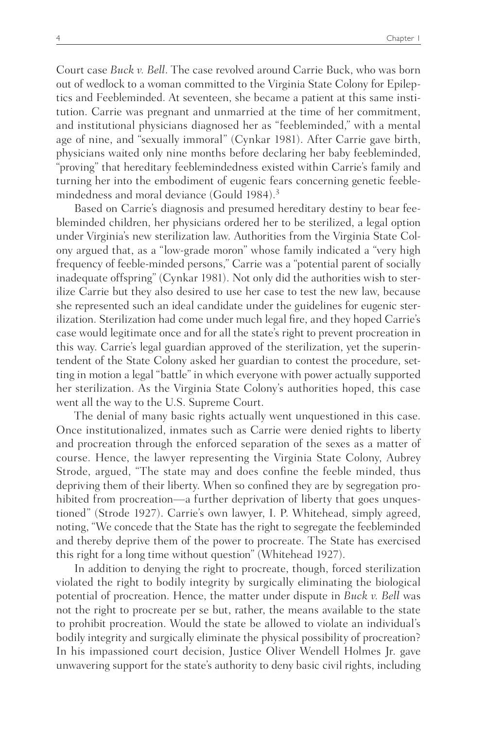Court case *Buck v. Bell*. The case revolved around Carrie Buck, who was born out of wedlock to a woman committed to the Virginia State Colony for Epileptics and Feebleminded. At seventeen, she became a patient at this same institution. Carrie was pregnant and unmarried at the time of her commitment, and institutional physicians diagnosed her as "feebleminded," with a mental age of nine, and "sexually immoral" (Cynkar 1981). After Carrie gave birth, physicians waited only nine months before declaring her baby feebleminded, "proving" that hereditary feeblemindedness existed within Carrie's family and turning her into the embodiment of eugenic fears concerning genetic feeblemindedness and moral deviance (Gould 1984).[3]

Based on Carrie's diagnosis and presumed hereditary destiny to bear feebleminded children, her physicians ordered her to be sterilized, a legal option under Virginia's new sterilization law. Authorities from the Virginia State Colony argued that, as a "low-grade moron" whose family indicated a "very high frequency of feeble-minded persons," Carrie was a "potential parent of socially inadequate offspring" (Cynkar 1981). Not only did the authorities wish to sterilize Carrie but they also desired to use her case to test the new law, because she represented such an ideal candidate under the guidelines for eugenic sterilization. Sterilization had come under much legal fire, and they hoped Carrie's case would legitimate once and for all the state's right to prevent procreation in this way. Carrie's legal guardian approved of the sterilization, yet the superintendent of the State Colony asked her guardian to contest the procedure, setting in motion a legal "battle" in which everyone with power actually supported her sterilization. As the Virginia State Colony's authorities hoped, this case went all the way to the U.S. Supreme Court.

The denial of many basic rights actually went unquestioned in this case. Once institutionalized, inmates such as Carrie were denied rights to liberty and procreation through the enforced separation of the sexes as a matter of course. Hence, the lawyer representing the Virginia State Colony, Aubrey Strode, argued, "The state may and does confine the feeble minded, thus depriving them of their liberty. When so confined they are by segregation prohibited from procreation—a further deprivation of liberty that goes unquestioned" (Strode 1927). Carrie's own lawyer, I. P. Whitehead, simply agreed, noting, "We concede that the State has the right to segregate the feebleminded and thereby deprive them of the power to procreate. The State has exercised this right for a long time without question" (Whitehead 1927).

In addition to denying the right to procreate, though, forced sterilization violated the right to bodily integrity by surgically eliminating the biological potential of procreation. Hence, the matter under dispute in *Buck v. Bell* was not the right to procreate per se but, rather, the means available to the state to prohibit procreation. Would the state be allowed to violate an individual's bodily integrity and surgically eliminate the physical possibility of procreation? In his impassioned court decision, Justice Oliver Wendell Holmes Jr. gave unwavering support for the state's authority to deny basic civil rights, including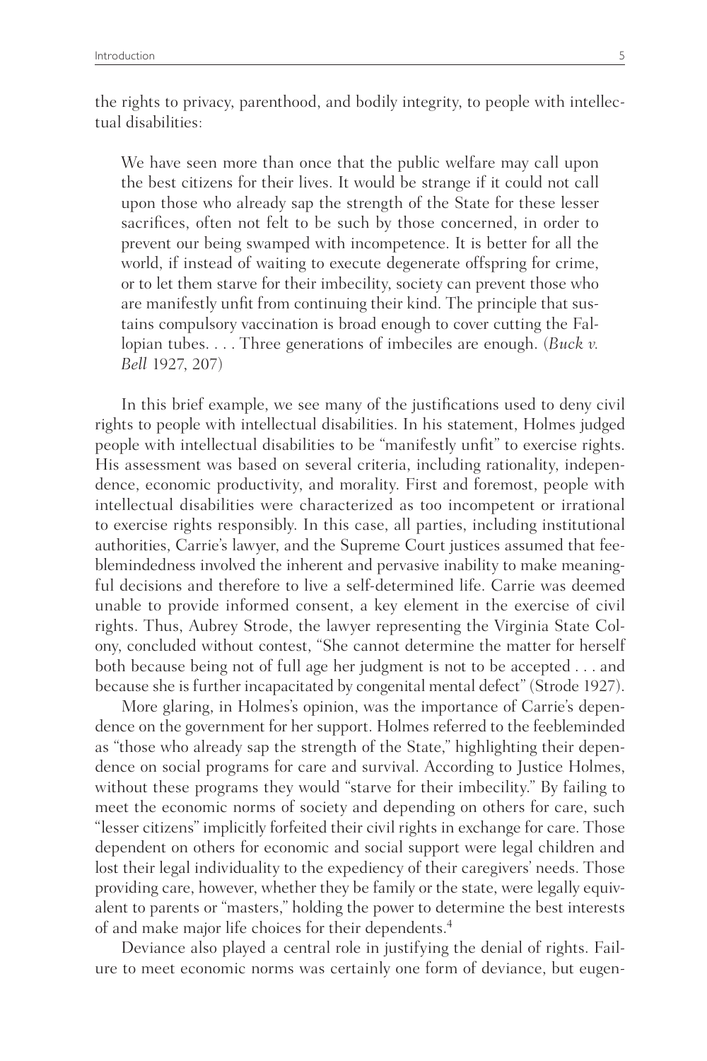the rights to privacy, parenthood, and bodily integrity, to people with intellectual disabilities:

> We have seen more than once that the public welfare may call upon the best citizens for their lives. It would be strange if it could not call upon those who already sap the strength of the State for these lesser sacrifices, often not felt to be such by those concerned, in order to prevent our being swamped with incompetence. It is better for all the world, if instead of waiting to execute degenerate offspring for crime, or to let them starve for their imbecility, society can prevent those who are manifestly unfit from continuing their kind. The principle that sustains compulsory vaccination is broad enough to cover cutting the Fallopian tubes. . . . Three generations of imbeciles are enough. (*Buck v. Bell* 1927, 207)

In this brief example, we see many of the justifications used to deny civil rights to people with intellectual disabilities. In his statement, Holmes judged people with intellectual disabilities to be "manifestly unfit" to exercise rights. His assessment was based on several criteria, including rationality, independence, economic productivity, and morality. First and foremost, people with intellectual disabilities were characterized as too incompetent or irrational to exercise rights responsibly. In this case, all parties, including institutional authorities, Carrie's lawyer, and the Supreme Court justices assumed that feeblemindedness involved the inherent and pervasive inability to make meaningful decisions and therefore to live a self-determined life. Carrie was deemed unable to provide informed consent, a key element in the exercise of civil rights. Thus, Aubrey Strode, the lawyer representing the Virginia State Colony, concluded without contest, "She cannot determine the matter for herself both because being not of full age her judgment is not to be accepted . . . and because she is further incapacitated by congenital mental defect" (Strode 1927).

More glaring, in Holmes's opinion, was the importance of Carrie's dependence on the government for her support. Holmes referred to the feebleminded as "those who already sap the strength of the State," highlighting their dependence on social programs for care and survival. According to Justice Holmes, without these programs they would "starve for their imbecility." By failing to meet the economic norms of society and depending on others for care, such "lesser citizens" implicitly forfeited their civil rights in exchange for care. Those dependent on others for economic and social support were legal children and lost their legal individuality to the expediency of their caregivers' needs. Those providing care, however, whether they be family or the state, were legally equivalent to parents or "masters," holding the power to determine the best interests of and make major life choices for their dependents.[4]

Deviance also played a central role in justifying the denial of rights. Failure to meet economic norms was certainly one form of deviance, but eugen-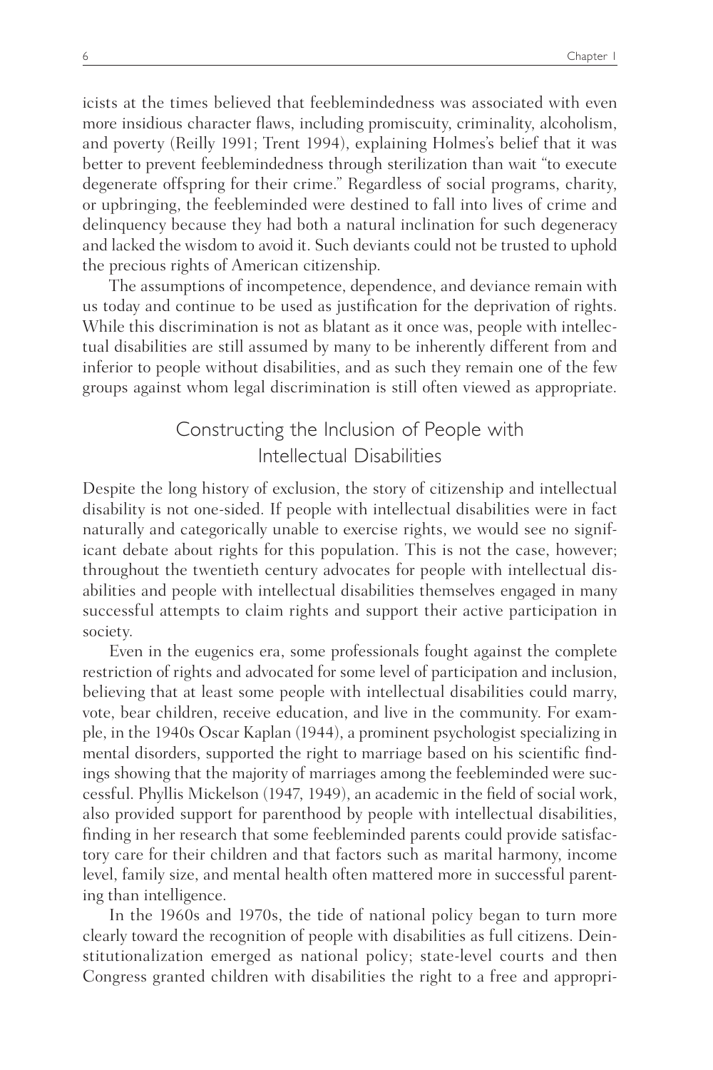icists at the times believed that feeblemindedness was associated with even more insidious character flaws, including promiscuity, criminality, alcoholism, and poverty (Reilly 1991; Trent 1994), explaining Holmes's belief that it was better to prevent feeblemindedness through sterilization than wait "to execute degenerate offspring for their crime." Regardless of social programs, charity, or upbringing, the feebleminded were destined to fall into lives of crime and delinquency because they had both a natural inclination for such degeneracy and lacked the wisdom to avoid it. Such deviants could not be trusted to uphold the precious rights of American citizenship.

The assumptions of incompetence, dependence, and deviance remain with us today and continue to be used as justification for the deprivation of rights. While this discrimination is not as blatant as it once was, people with intellectual disabilities are still assumed by many to be inherently different from and inferior to people without disabilities, and as such they remain one of the few groups against whom legal discrimination is still often viewed as appropriate.

## Constructing the Inclusion of People with Intellectual Disabilities

Despite the long history of exclusion, the story of citizenship and intellectual disability is not one-sided. If people with intellectual disabilities were in fact naturally and categorically unable to exercise rights, we would see no significant debate about rights for this population. This is not the case, however; throughout the twentieth century advocates for people with intellectual disabilities and people with intellectual disabilities themselves engaged in many successful attempts to claim rights and support their active participation in society.

Even in the eugenics era, some professionals fought against the complete restriction of rights and advocated for some level of participation and inclusion, believing that at least some people with intellectual disabilities could marry, vote, bear children, receive education, and live in the community. For example, in the 1940s Oscar Kaplan (1944), a prominent psychologist specializing in mental disorders, supported the right to marriage based on his scientific findings showing that the majority of marriages among the feebleminded were successful. Phyllis Mickelson (1947, 1949), an academic in the field of social work, also provided support for parenthood by people with intellectual disabilities, finding in her research that some feebleminded parents could provide satisfactory care for their children and that factors such as marital harmony, income level, family size, and mental health often mattered more in successful parenting than intelligence.

In the 1960s and 1970s, the tide of national policy began to turn more clearly toward the recognition of people with disabilities as full citizens. Deinstitutionalization emerged as national policy; state-level courts and then Congress granted children with disabilities the right to a free and appropri-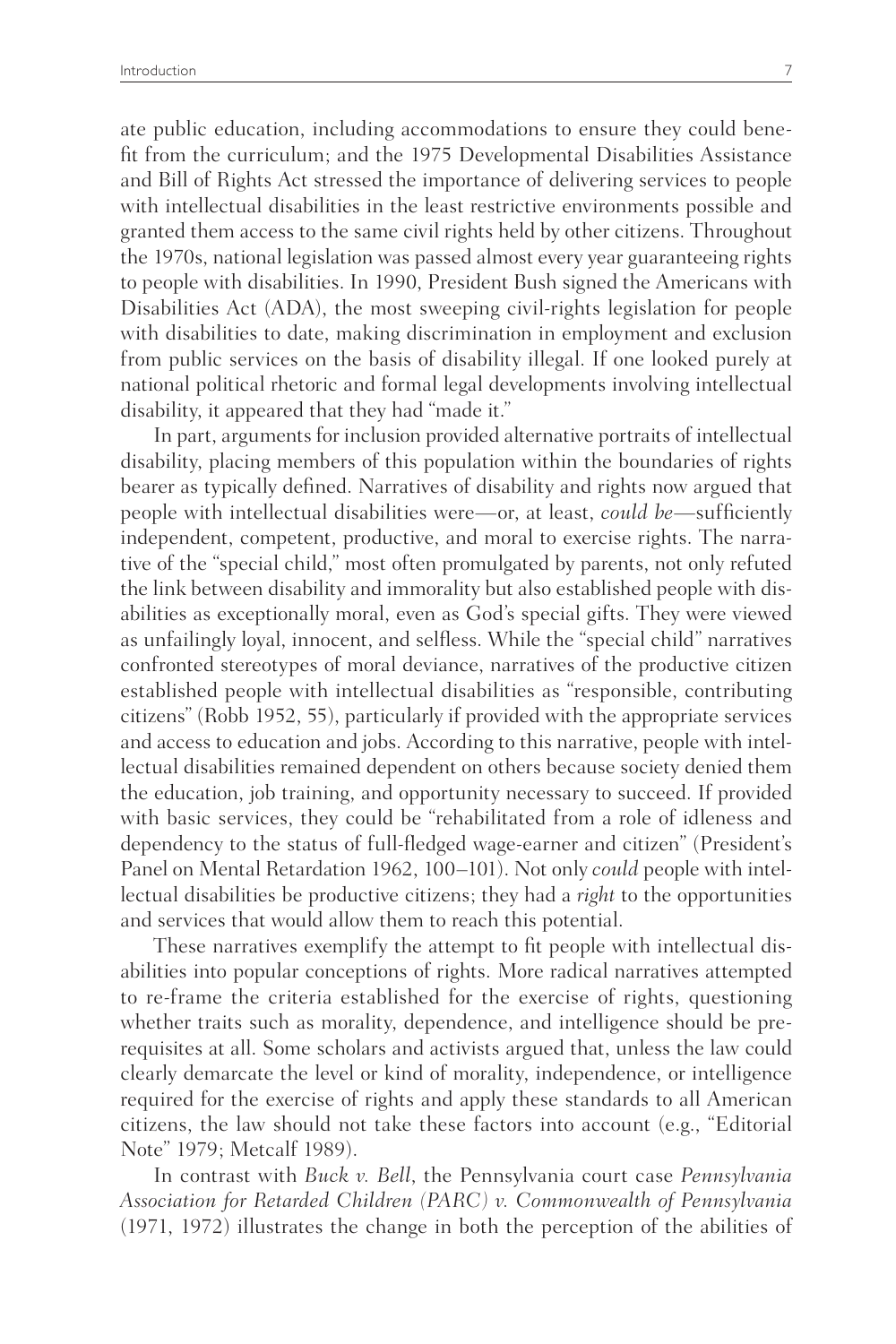ate public education, including accommodations to ensure they could benefit from the curriculum; and the 1975 Developmental Disabilities Assistance and Bill of Rights Act stressed the importance of delivering services to people with intellectual disabilities in the least restrictive environments possible and granted them access to the same civil rights held by other citizens. Throughout the 1970s, national legislation was passed almost every year guaranteeing rights to people with disabilities. In 1990, President Bush signed the Americans with Disabilities Act (ADA), the most sweeping civil-rights legislation for people with disabilities to date, making discrimination in employment and exclusion from public services on the basis of disability illegal. If one looked purely at national political rhetoric and formal legal developments involving intellectual disability, it appeared that they had "made it."

In part, arguments for inclusion provided alternative portraits of intellectual disability, placing members of this population within the boundaries of rights bearer as typically defined. Narratives of disability and rights now argued that people with intellectual disabilities were—or, at least, *could be*—sufficiently independent, competent, productive, and moral to exercise rights. The narrative of the "special child," most often promulgated by parents, not only refuted the link between disability and immorality but also established people with disabilities as exceptionally moral, even as God's special gifts. They were viewed as unfailingly loyal, innocent, and selfless. While the "special child" narratives confronted stereotypes of moral deviance, narratives of the productive citizen established people with intellectual disabilities as "responsible, contributing citizens" (Robb 1952, 55), particularly if provided with the appropriate services and access to education and jobs. According to this narrative, people with intellectual disabilities remained dependent on others because society denied them the education, job training, and opportunity necessary to succeed. If provided with basic services, they could be "rehabilitated from a role of idleness and dependency to the status of full-fledged wage-earner and citizen" (President's Panel on Mental Retardation 1962, 100–101). Not only *could* people with intellectual disabilities be productive citizens; they had a *right* to the opportunities and services that would allow them to reach this potential.

These narratives exemplify the attempt to fit people with intellectual disabilities into popular conceptions of rights. More radical narratives attempted to re-frame the criteria established for the exercise of rights, questioning whether traits such as morality, dependence, and intelligence should be prerequisites at all. Some scholars and activists argued that, unless the law could clearly demarcate the level or kind of morality, independence, or intelligence required for the exercise of rights and apply these standards to all American citizens, the law should not take these factors into account (e.g., "Editorial Note" 1979; Metcalf 1989).

In contrast with *Buck v. Bell*, the Pennsylvania court case *Pennsylvania Association for Retarded Children (PARC) v. Commonwealth of Pennsylvania* (1971, 1972) illustrates the change in both the perception of the abilities of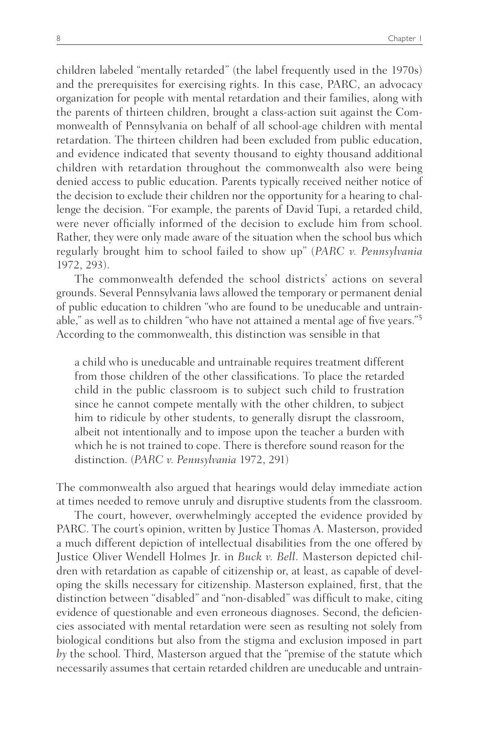children labeled "mentally retarded" (the label frequently used in the 1970s) and the prerequisites for exercising rights. In this case, PARC, an advocacy organization for people with mental retardation and their families, along with the parents of thirteen children, brought a class-action suit against the Commonwealth of Pennsylvania on behalf of all school-age children with mental retardation. The thirteen children had been excluded from public education, and evidence indicated that seventy thousand to eighty thousand additional children with retardation throughout the commonwealth also were being denied access to public education. Parents typically received neither notice of the decision to exclude their children nor the opportunity for a hearing to challenge the decision. "For example, the parents of David Tupi, a retarded child, were never officially informed of the decision to exclude him from school. Rather, they were only made aware of the situation when the school bus which regularly brought him to school failed to show up" (*PARC v. Pennsylvania* 1972, 293).

The commonwealth defended the school districts' actions on several grounds. Several Pennsylvania laws allowed the temporary or permanent denial of public education to children "who are found to be uneducable and untrainable," as well as to children "who have not attained a mental age of five years."[5] According to the commonwealth, this distinction was sensible in that

> a child who is uneducable and untrainable requires treatment different from those children of the other classifications. To place the retarded child in the public classroom is to subject such child to frustration since he cannot compete mentally with the other children, to subject him to ridicule by other students, to generally disrupt the classroom, albeit not intentionally and to impose upon the teacher a burden with which he is not trained to cope. There is therefore sound reason for the distinction. (*PARC v. Pennsylvania* 1972, 291)

The commonwealth also argued that hearings would delay immediate action at times needed to remove unruly and disruptive students from the classroom.

The court, however, overwhelmingly accepted the evidence provided by PARC. The court's opinion, written by Justice Thomas A. Masterson, provided a much different depiction of intellectual disabilities from the one offered by Justice Oliver Wendell Holmes Jr. in *Buck v. Bell*. Masterson depicted children with retardation as capable of citizenship or, at least, as capable of developing the skills necessary for citizenship. Masterson explained, first, that the distinction between "disabled" and "non-disabled" was difficult to make, citing evidence of questionable and even erroneous diagnoses. Second, the deficiencies associated with mental retardation were seen as resulting not solely from biological conditions but also from the stigma and exclusion imposed in part *by* the school. Third, Masterson argued that the "premise of the statute which necessarily assumes that certain retarded children are uneducable and untrain-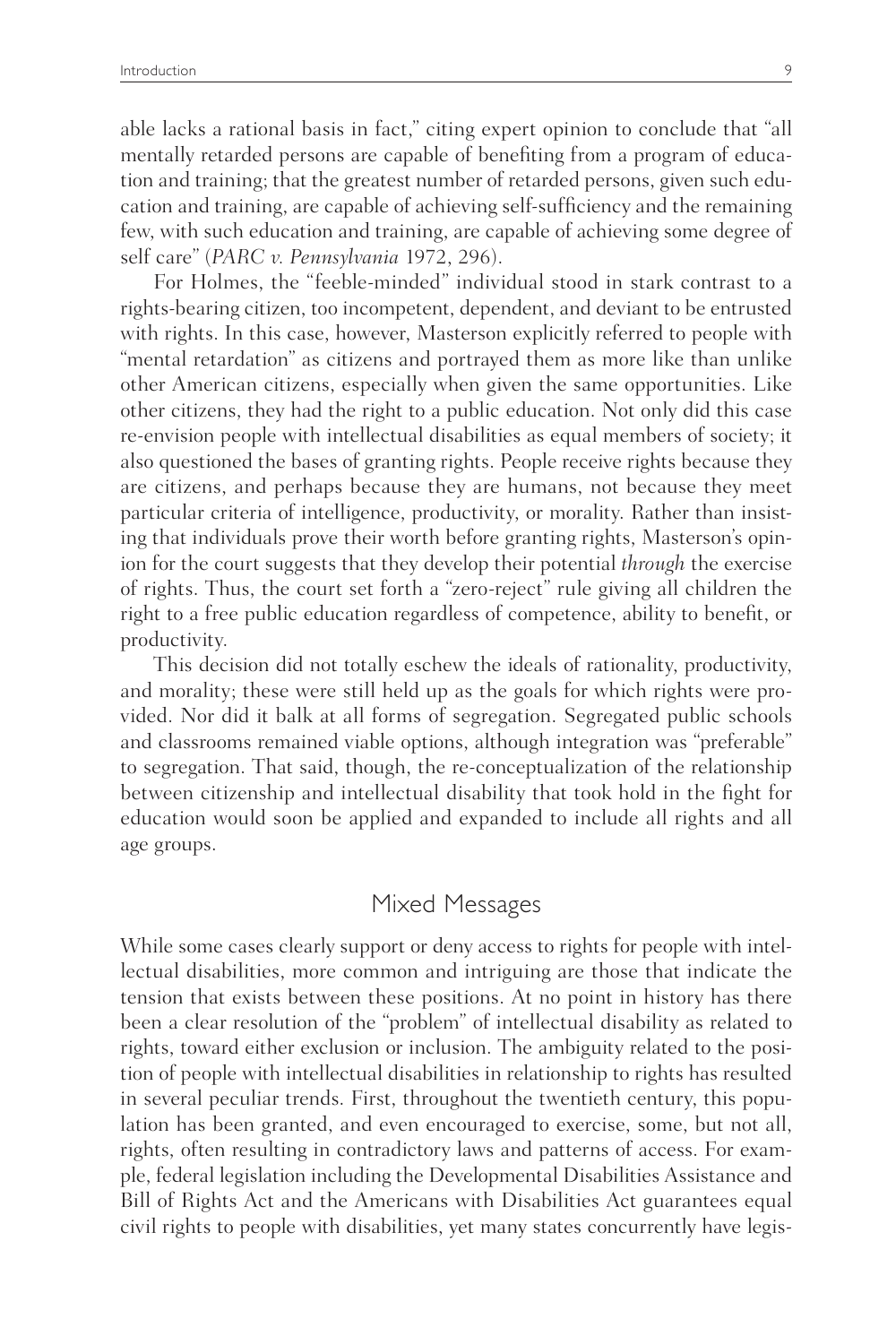able lacks a rational basis in fact," citing expert opinion to conclude that "all mentally retarded persons are capable of benefiting from a program of education and training; that the greatest number of retarded persons, given such education and training, are capable of achieving self-sufficiency and the remaining few, with such education and training, are capable of achieving some degree of self care" (*PARC v. Pennsylvania* 1972, 296).

For Holmes, the "feeble-minded" individual stood in stark contrast to a rights-bearing citizen, too incompetent, dependent, and deviant to be entrusted with rights. In this case, however, Masterson explicitly referred to people with "mental retardation" as citizens and portrayed them as more like than unlike other American citizens, especially when given the same opportunities. Like other citizens, they had the right to a public education. Not only did this case re-envision people with intellectual disabilities as equal members of society; it also questioned the bases of granting rights. People receive rights because they are citizens, and perhaps because they are humans, not because they meet particular criteria of intelligence, productivity, or morality. Rather than insisting that individuals prove their worth before granting rights, Masterson's opinion for the court suggests that they develop their potential *through* the exercise of rights. Thus, the court set forth a "zero-reject" rule giving all children the right to a free public education regardless of competence, ability to benefit, or productivity.

This decision did not totally eschew the ideals of rationality, productivity, and morality; these were still held up as the goals for which rights were provided. Nor did it balk at all forms of segregation. Segregated public schools and classrooms remained viable options, although integration was "preferable" to segregation. That said, though, the re-conceptualization of the relationship between citizenship and intellectual disability that took hold in the fight for education would soon be applied and expanded to include all rights and all age groups.

## Mixed Messages

While some cases clearly support or deny access to rights for people with intellectual disabilities, more common and intriguing are those that indicate the tension that exists between these positions. At no point in history has there been a clear resolution of the "problem" of intellectual disability as related to rights, toward either exclusion or inclusion. The ambiguity related to the position of people with intellectual disabilities in relationship to rights has resulted in several peculiar trends. First, throughout the twentieth century, this population has been granted, and even encouraged to exercise, some, but not all, rights, often resulting in contradictory laws and patterns of access. For example, federal legislation including the Developmental Disabilities Assistance and Bill of Rights Act and the Americans with Disabilities Act guarantees equal civil rights to people with disabilities, yet many states concurrently have legis-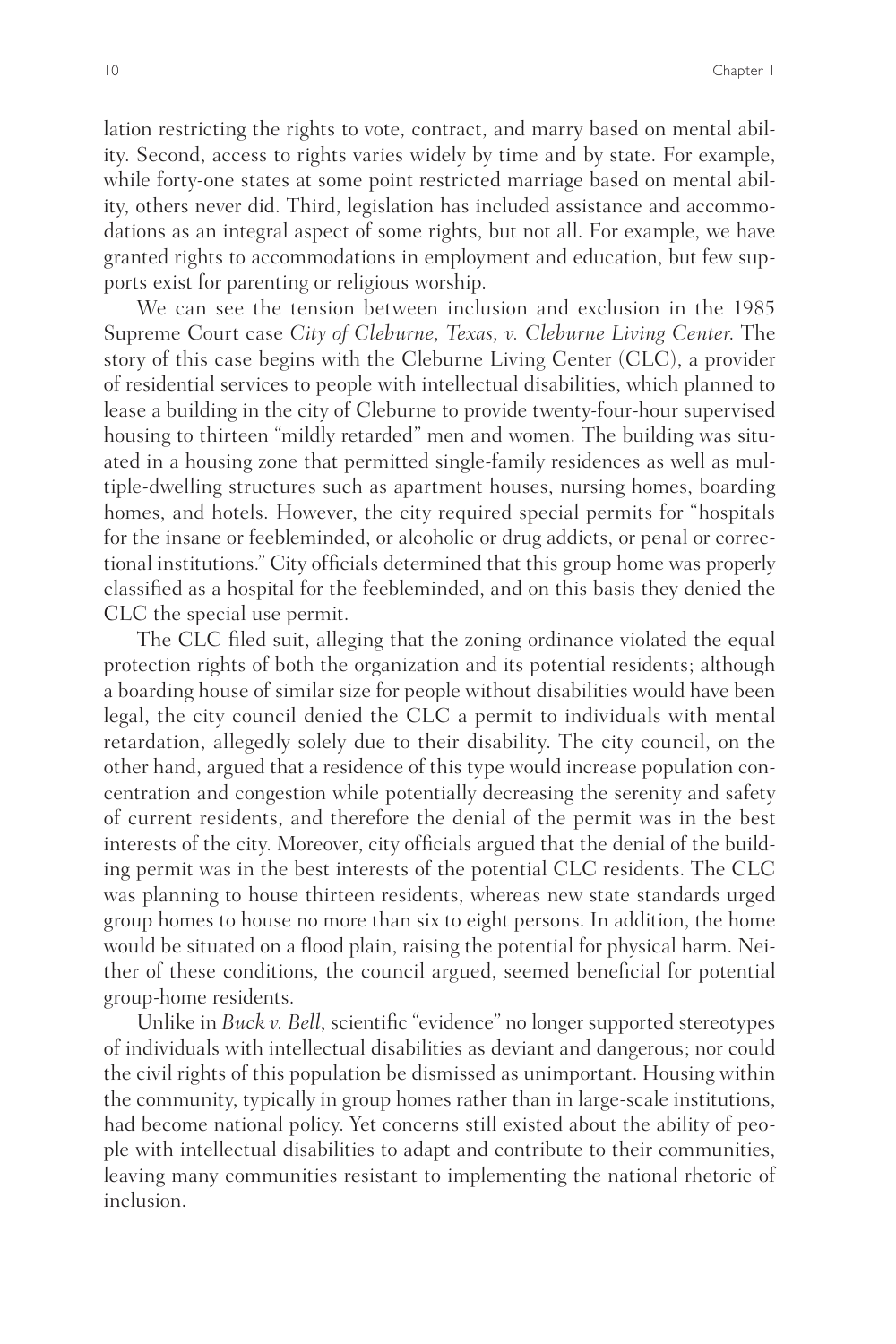lation restricting the rights to vote, contract, and marry based on mental ability. Second, access to rights varies widely by time and by state. For example, while forty-one states at some point restricted marriage based on mental ability, others never did. Third, legislation has included assistance and accommodations as an integral aspect of some rights, but not all. For example, we have granted rights to accommodations in employment and education, but few supports exist for parenting or religious worship.

We can see the tension between inclusion and exclusion in the 1985 Supreme Court case *City of Cleburne, Texas, v. Cleburne Living Center*. The story of this case begins with the Cleburne Living Center (CLC), a provider of residential services to people with intellectual disabilities, which planned to lease a building in the city of Cleburne to provide twenty-four-hour supervised housing to thirteen "mildly retarded" men and women. The building was situated in a housing zone that permitted single-family residences as well as multiple-dwelling structures such as apartment houses, nursing homes, boarding homes, and hotels. However, the city required special permits for "hospitals for the insane or feebleminded, or alcoholic or drug addicts, or penal or correctional institutions." City officials determined that this group home was properly classified as a hospital for the feebleminded, and on this basis they denied the CLC the special use permit.

The CLC filed suit, alleging that the zoning ordinance violated the equal protection rights of both the organization and its potential residents; although a boarding house of similar size for people without disabilities would have been legal, the city council denied the CLC a permit to individuals with mental retardation, allegedly solely due to their disability. The city council, on the other hand, argued that a residence of this type would increase population concentration and congestion while potentially decreasing the serenity and safety of current residents, and therefore the denial of the permit was in the best interests of the city. Moreover, city officials argued that the denial of the building permit was in the best interests of the potential CLC residents. The CLC was planning to house thirteen residents, whereas new state standards urged group homes to house no more than six to eight persons. In addition, the home would be situated on a flood plain, raising the potential for physical harm. Neither of these conditions, the council argued, seemed beneficial for potential group-home residents.

Unlike in *Buck v. Bell*, scientific "evidence" no longer supported stereotypes of individuals with intellectual disabilities as deviant and dangerous; nor could the civil rights of this population be dismissed as unimportant. Housing within the community, typically in group homes rather than in large-scale institutions, had become national policy. Yet concerns still existed about the ability of people with intellectual disabilities to adapt and contribute to their communities, leaving many communities resistant to implementing the national rhetoric of inclusion.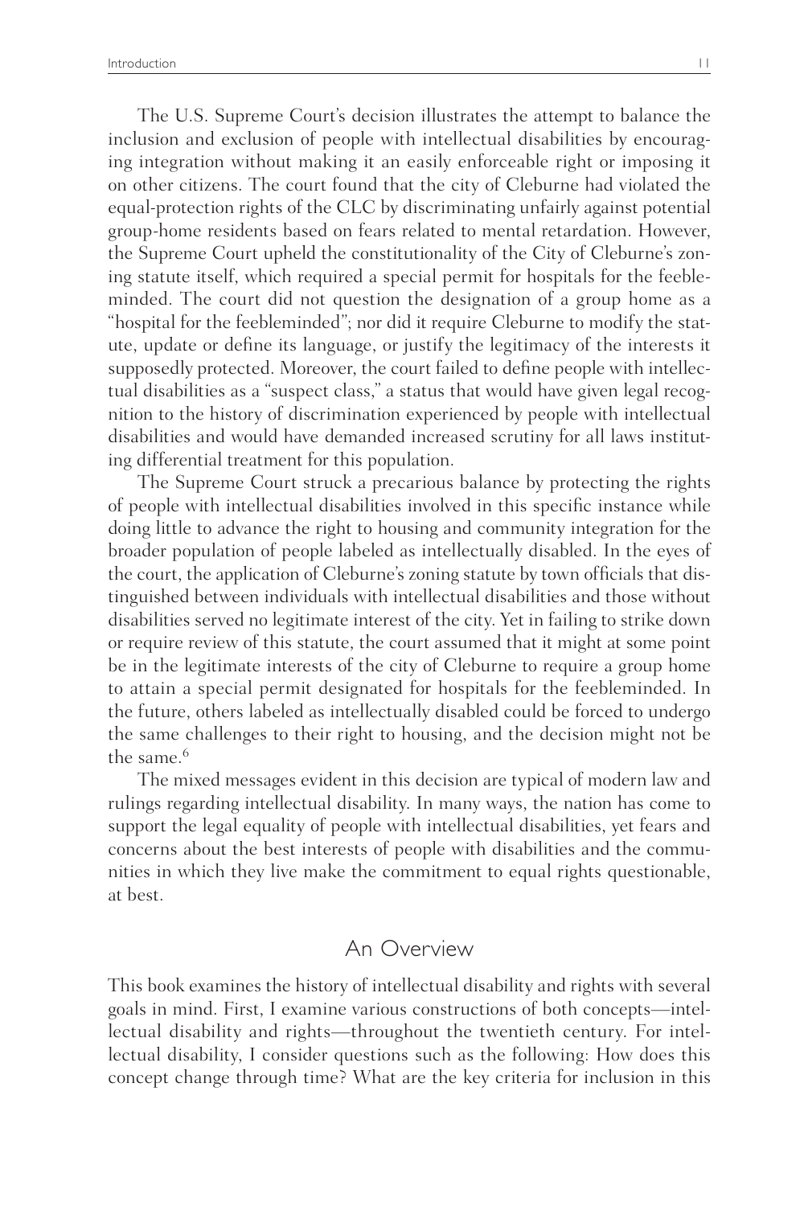The U.S. Supreme Court's decision illustrates the attempt to balance the inclusion and exclusion of people with intellectual disabilities by encouraging integration without making it an easily enforceable right or imposing it on other citizens. The court found that the city of Cleburne had violated the equal-protection rights of the CLC by discriminating unfairly against potential group-home residents based on fears related to mental retardation. However, the Supreme Court upheld the constitutionality of the City of Cleburne's zoning statute itself, which required a special permit for hospitals for the feebleminded. The court did not question the designation of a group home as a "hospital for the feebleminded"; nor did it require Cleburne to modify the statute, update or define its language, or justify the legitimacy of the interests it supposedly protected. Moreover, the court failed to define people with intellectual disabilities as a "suspect class," a status that would have given legal recognition to the history of discrimination experienced by people with intellectual disabilities and would have demanded increased scrutiny for all laws instituting differential treatment for this population.

The Supreme Court struck a precarious balance by protecting the rights of people with intellectual disabilities involved in this specific instance while doing little to advance the right to housing and community integration for the broader population of people labeled as intellectually disabled. In the eyes of the court, the application of Cleburne's zoning statute by town officials that distinguished between individuals with intellectual disabilities and those without disabilities served no legitimate interest of the city. Yet in failing to strike down or require review of this statute, the court assumed that it might at some point be in the legitimate interests of the city of Cleburne to require a group home to attain a special permit designated for hospitals for the feebleminded. In the future, others labeled as intellectually disabled could be forced to undergo the same challenges to their right to housing, and the decision might not be the same.[6]

The mixed messages evident in this decision are typical of modern law and rulings regarding intellectual disability. In many ways, the nation has come to support the legal equality of people with intellectual disabilities, yet fears and concerns about the best interests of people with disabilities and the communities in which they live make the commitment to equal rights questionable, at best.

## An Overview

This book examines the history of intellectual disability and rights with several goals in mind. First, I examine various constructions of both concepts—intellectual disability and rights—throughout the twentieth century. For intellectual disability, I consider questions such as the following: How does this concept change through time? What are the key criteria for inclusion in this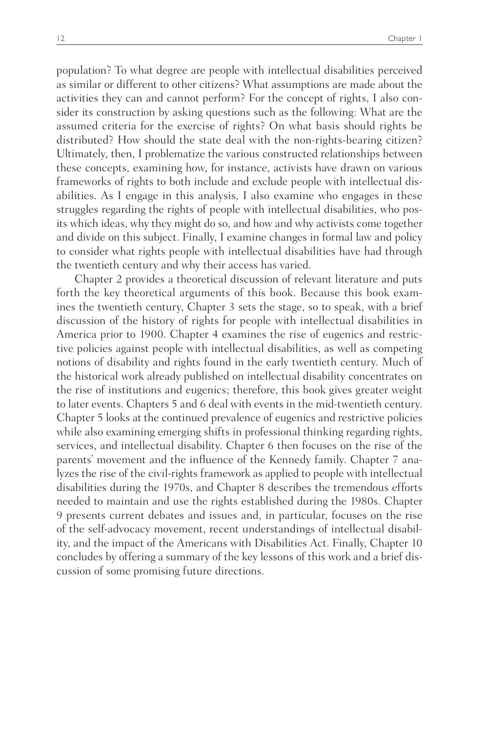population? To what degree are people with intellectual disabilities perceived as similar or different to other citizens? What assumptions are made about the activities they can and cannot perform? For the concept of rights, I also consider its construction by asking questions such as the following: What are the assumed criteria for the exercise of rights? On what basis should rights be distributed? How should the state deal with the non-rights-bearing citizen? Ultimately, then, I problematize the various constructed relationships between these concepts, examining how, for instance, activists have drawn on various frameworks of rights to both include and exclude people with intellectual disabilities. As I engage in this analysis, I also examine who engages in these struggles regarding the rights of people with intellectual disabilities, who posits which ideas, why they might do so, and how and why activists come together and divide on this subject. Finally, I examine changes in formal law and policy to consider what rights people with intellectual disabilities have had through the twentieth century and why their access has varied.

Chapter 2 provides a theoretical discussion of relevant literature and puts forth the key theoretical arguments of this book. Because this book examines the twentieth century, Chapter 3 sets the stage, so to speak, with a brief discussion of the history of rights for people with intellectual disabilities in America prior to 1900. Chapter 4 examines the rise of eugenics and restrictive policies against people with intellectual disabilities, as well as competing notions of disability and rights found in the early twentieth century. Much of the historical work already published on intellectual disability concentrates on the rise of institutions and eugenics; therefore, this book gives greater weight to later events. Chapters 5 and 6 deal with events in the mid-twentieth century. Chapter 5 looks at the continued prevalence of eugenics and restrictive policies while also examining emerging shifts in professional thinking regarding rights, services, and intellectual disability. Chapter 6 then focuses on the rise of the parents' movement and the influence of the Kennedy family. Chapter 7 analyzes the rise of the civil-rights framework as applied to people with intellectual disabilities during the 1970s, and Chapter 8 describes the tremendous efforts needed to maintain and use the rights established during the 1980s. Chapter 9 presents current debates and issues and, in particular, focuses on the rise of the self-advocacy movement, recent understandings of intellectual disability, and the impact of the Americans with Disabilities Act. Finally, Chapter 10 concludes by offering a summary of the key lessons of this work and a brief discussion of some promising future directions.